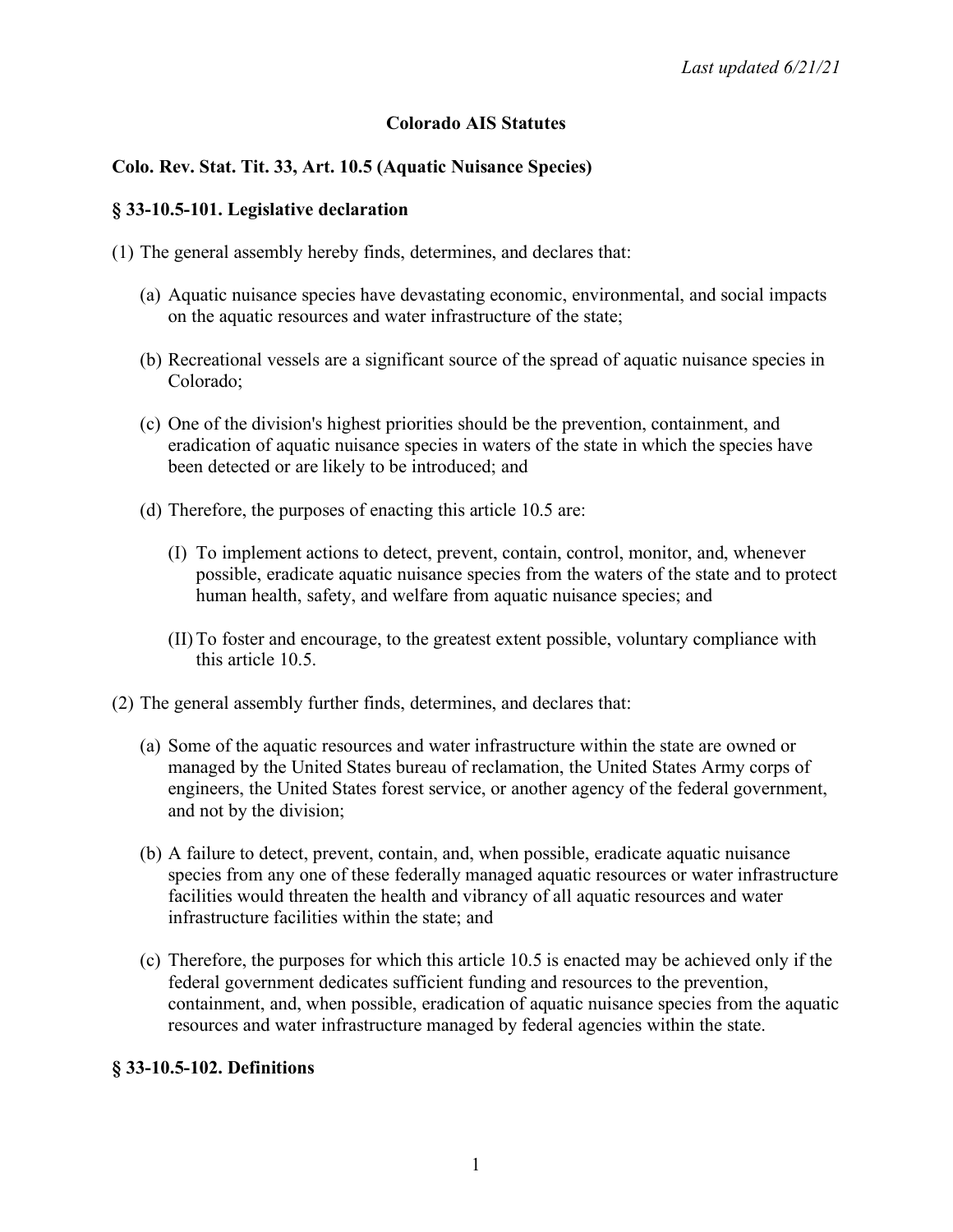*Last updated 6/21/21*

# Colorado AIS Statutes

## Colo. Rev. Stat. Tit. 33, Art. 10.5 (Aquatic Nuisance Species)

### § 33-10.5-101. Legislative declaration

(1) The general assembly hereby finds, determines, and declares that:

(a) Aquatic nuisance species have devastating economic, environmental, and social impacts on the aquatic resources and water infrastructure of the state;

(b) Recreational vessels are a significant source of the spread of aquatic nuisance species in Colorado;

(c) One of the division's highest priorities should be the prevention, containment, and eradication of aquatic nuisance species in waters of the state in which the species have been detected or are likely to be introduced; and

(d) Therefore, the purposes of enacting this article 10.5 are:

(I) To implement actions to detect, prevent, contain, control, monitor, and, whenever possible, eradicate aquatic nuisance species from the waters of the state and to protect human health, safety, and welfare from aquatic nuisance species; and

(II) To foster and encourage, to the greatest extent possible, voluntary compliance with this article 10.5.

(2) The general assembly further finds, determines, and declares that:

(a) Some of the aquatic resources and water infrastructure within the state are owned or managed by the United States bureau of reclamation, the United States Army corps of engineers, the United States forest service, or another agency of the federal government, and not by the division;

(b) A failure to detect, prevent, contain, and, when possible, eradicate aquatic nuisance species from any one of these federally managed aquatic resources or water infrastructure facilities would threaten the health and vibrancy of all aquatic resources and water infrastructure facilities within the state; and

(c) Therefore, the purposes for which this article 10.5 is enacted may be achieved only if the federal government dedicates sufficient funding and resources to the prevention, containment, and, when possible, eradication of aquatic nuisance species from the aquatic resources and water infrastructure managed by federal agencies within the state.

### § 33-10.5-102. Definitions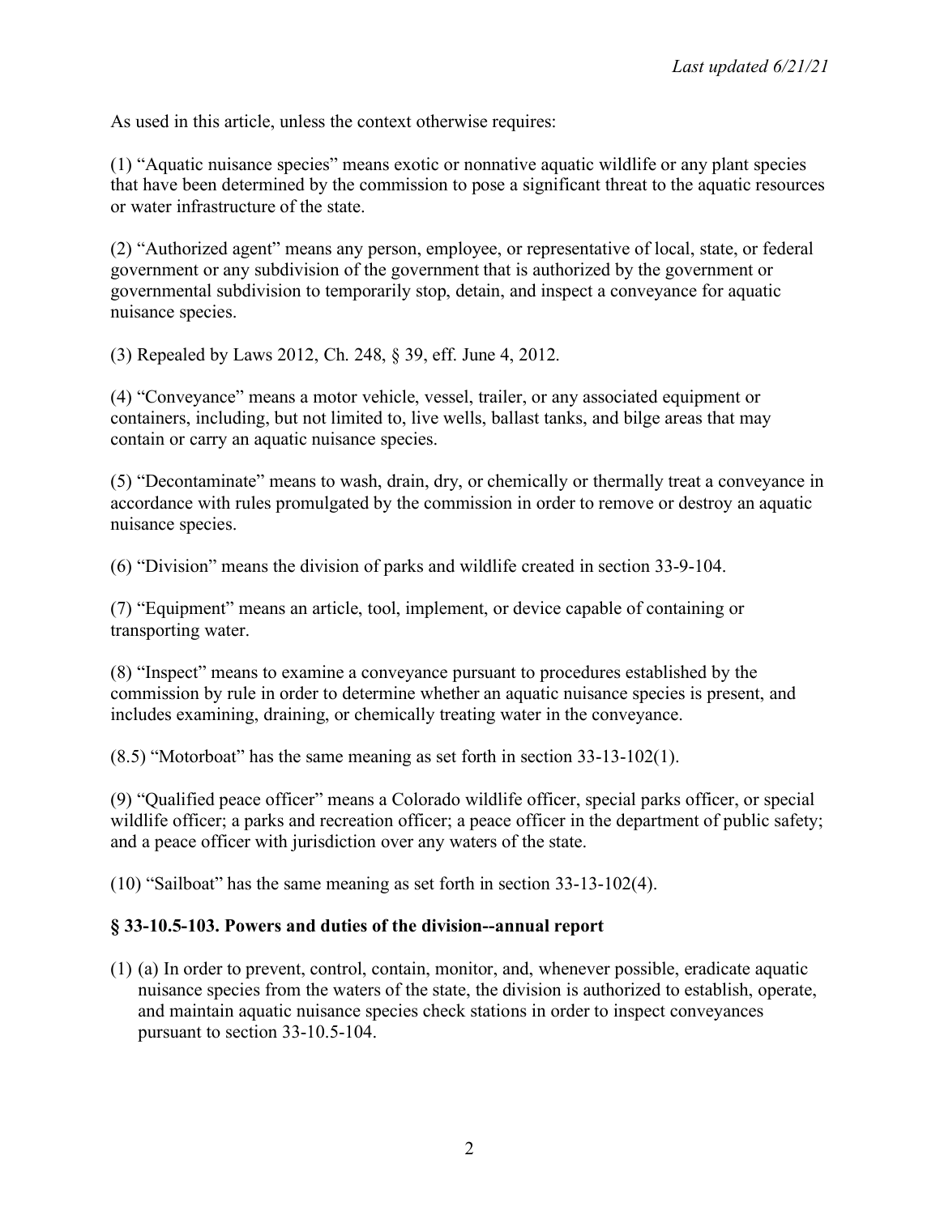As used in this article, unless the context otherwise requires:

(1) "Aquatic nuisance species" means exotic or nonnative aquatic wildlife or any plant species that have been determined by the commission to pose a significant threat to the aquatic resources or water infrastructure of the state.

(2) "Authorized agent" means any person, employee, or representative of local, state, or federal government or any subdivision of the government that is authorized by the government or governmental subdivision to temporarily stop, detain, and inspect a conveyance for aquatic nuisance species.

(3) Repealed by Laws 2012, Ch. 248, § 39, eff. June 4, 2012.

(4) "Conveyance" means a motor vehicle, vessel, trailer, or any associated equipment or containers, including, but not limited to, live wells, ballast tanks, and bilge areas that may contain or carry an aquatic nuisance species.

(5) "Decontaminate" means to wash, drain, dry, or chemically or thermally treat a conveyance in accordance with rules promulgated by the commission in order to remove or destroy an aquatic nuisance species.

(6) "Division" means the division of parks and wildlife created in section 33-9-104.

(7) "Equipment" means an article, tool, implement, or device capable of containing or transporting water.

(8) "Inspect" means to examine a conveyance pursuant to procedures established by the commission by rule in order to determine whether an aquatic nuisance species is present, and includes examining, draining, or chemically treating water in the conveyance.

(8.5) "Motorboat" has the same meaning as set forth in section 33-13-102(1).

(9) "Qualified peace officer" means a Colorado wildlife officer, special parks officer, or special wildlife officer; a parks and recreation officer; a peace officer in the department of public safety; and a peace officer with jurisdiction over any waters of the state.

(10) "Sailboat" has the same meaning as set forth in section 33-13-102(4).

### § 33-10.5-103. Powers and duties of the division--annual report

(1) (a) In order to prevent, control, contain, monitor, and, whenever possible, eradicate aquatic nuisance species from the waters of the state, the division is authorized to establish, operate, and maintain aquatic nuisance species check stations in order to inspect conveyances pursuant to section 33-10.5-104.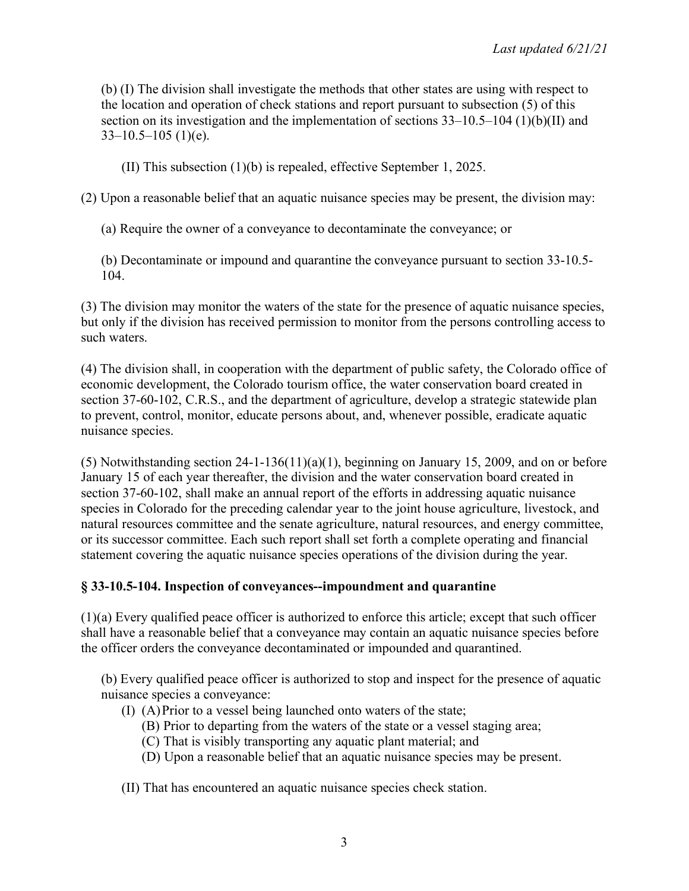(b) (I) The division shall investigate the methods that other states are using with respect to the location and operation of check stations and report pursuant to subsection (5) of this section on its investigation and the implementation of sections 33–10.5–104 (1)(b)(II) and 33–10.5–105 (1)(e).

(II) This subsection (1)(b) is repealed, effective September 1, 2025.

(2) Upon a reasonable belief that an aquatic nuisance species may be present, the division may:

(a) Require the owner of a conveyance to decontaminate the conveyance; or

(b) Decontaminate or impound and quarantine the conveyance pursuant to section 33-10.5-104.

(3) The division may monitor the waters of the state for the presence of aquatic nuisance species, but only if the division has received permission to monitor from the persons controlling access to such waters.

(4) The division shall, in cooperation with the department of public safety, the Colorado office of economic development, the Colorado tourism office, the water conservation board created in section 37-60-102, C.R.S., and the department of agriculture, develop a strategic statewide plan to prevent, control, monitor, educate persons about, and, whenever possible, eradicate aquatic nuisance species.

(5) Notwithstanding section 24-1-136(11)(a)(1), beginning on January 15, 2009, and on or before January 15 of each year thereafter, the division and the water conservation board created in section 37-60-102, shall make an annual report of the efforts in addressing aquatic nuisance species in Colorado for the preceding calendar year to the joint house agriculture, livestock, and natural resources committee and the senate agriculture, natural resources, and energy committee, or its successor committee. Each such report shall set forth a complete operating and financial statement covering the aquatic nuisance species operations of the division during the year.

### § 33-10.5-104. Inspection of conveyances--impoundment and quarantine

(1)(a) Every qualified peace officer is authorized to enforce this article; except that such officer shall have a reasonable belief that a conveyance may contain an aquatic nuisance species before the officer orders the conveyance decontaminated or impounded and quarantined.

(b) Every qualified peace officer is authorized to stop and inspect for the presence of aquatic nuisance species a conveyance:

(I) (A) Prior to a vessel being launched onto waters of the state;

(B) Prior to departing from the waters of the state or a vessel staging area;

(C) That is visibly transporting any aquatic plant material; and

(D) Upon a reasonable belief that an aquatic nuisance species may be present.

(II) That has encountered an aquatic nuisance species check station.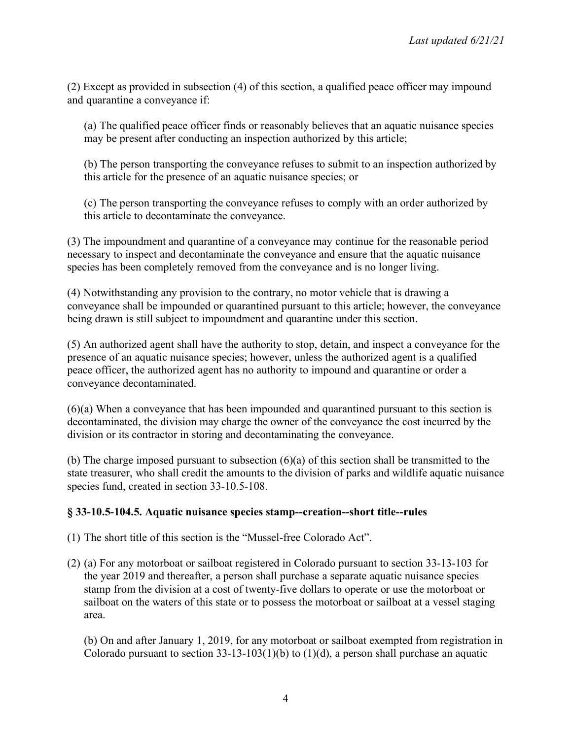(2) Except as provided in subsection (4) of this section, a qualified peace officer may impound and quarantine a conveyance if:

(a) The qualified peace officer finds or reasonably believes that an aquatic nuisance species may be present after conducting an inspection authorized by this article;

(b) The person transporting the conveyance refuses to submit to an inspection authorized by this article for the presence of an aquatic nuisance species; or

(c) The person transporting the conveyance refuses to comply with an order authorized by this article to decontaminate the conveyance.

(3) The impoundment and quarantine of a conveyance may continue for the reasonable period necessary to inspect and decontaminate the conveyance and ensure that the aquatic nuisance species has been completely removed from the conveyance and is no longer living.

(4) Notwithstanding any provision to the contrary, no motor vehicle that is drawing a conveyance shall be impounded or quarantined pursuant to this article; however, the conveyance being drawn is still subject to impoundment and quarantine under this section.

(5) An authorized agent shall have the authority to stop, detain, and inspect a conveyance for the presence of an aquatic nuisance species; however, unless the authorized agent is a qualified peace officer, the authorized agent has no authority to impound and quarantine or order a conveyance decontaminated.

(6)(a) When a conveyance that has been impounded and quarantined pursuant to this section is decontaminated, the division may charge the owner of the conveyance the cost incurred by the division or its contractor in storing and decontaminating the conveyance.

(b) The charge imposed pursuant to subsection (6)(a) of this section shall be transmitted to the state treasurer, who shall credit the amounts to the division of parks and wildlife aquatic nuisance species fund, created in section 33-10.5-108.

### § 33-10.5-104.5. Aquatic nuisance species stamp--creation--short title--rules

(1) The short title of this section is the "Mussel-free Colorado Act".

(2) (a) For any motorboat or sailboat registered in Colorado pursuant to section 33-13-103 for the year 2019 and thereafter, a person shall purchase a separate aquatic nuisance species stamp from the division at a cost of twenty-five dollars to operate or use the motorboat or sailboat on the waters of this state or to possess the motorboat or sailboat at a vessel staging area.

(b) On and after January 1, 2019, for any motorboat or sailboat exempted from registration in Colorado pursuant to section 33-13-103(1)(b) to (1)(d), a person shall purchase an aquatic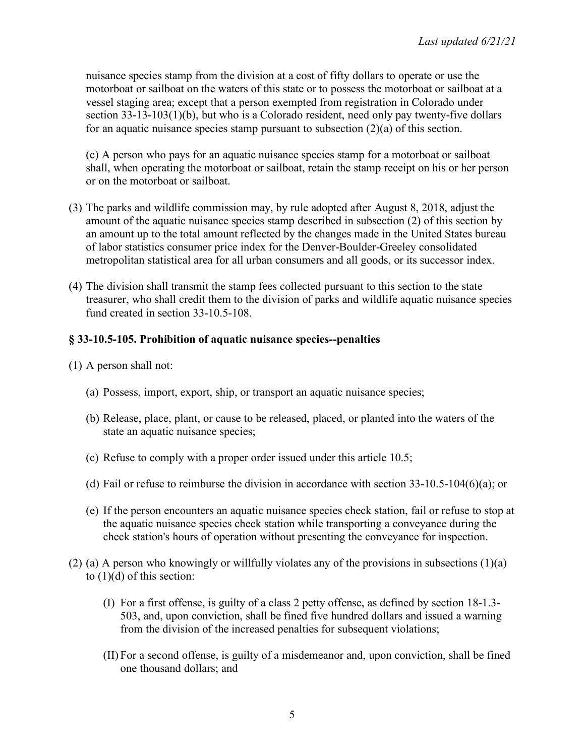nuisance species stamp from the division at a cost of fifty dollars to operate or use the motorboat or sailboat on the waters of this state or to possess the motorboat or sailboat at a vessel staging area; except that a person exempted from registration in Colorado under section 33-13-103(1)(b), but who is a Colorado resident, need only pay twenty-five dollars for an aquatic nuisance species stamp pursuant to subsection (2)(a) of this section.

(c) A person who pays for an aquatic nuisance species stamp for a motorboat or sailboat shall, when operating the motorboat or sailboat, retain the stamp receipt on his or her person or on the motorboat or sailboat.

(3) The parks and wildlife commission may, by rule adopted after August 8, 2018, adjust the amount of the aquatic nuisance species stamp described in subsection (2) of this section by an amount up to the total amount reflected by the changes made in the United States bureau of labor statistics consumer price index for the Denver-Boulder-Greeley consolidated metropolitan statistical area for all urban consumers and all goods, or its successor index.

(4) The division shall transmit the stamp fees collected pursuant to this section to the state treasurer, who shall credit them to the division of parks and wildlife aquatic nuisance species fund created in section 33-10.5-108.

### § 33-10.5-105. Prohibition of aquatic nuisance species--penalties

(1) A person shall not:

(a) Possess, import, export, ship, or transport an aquatic nuisance species;

(b) Release, place, plant, or cause to be released, placed, or planted into the waters of the state an aquatic nuisance species;

(c) Refuse to comply with a proper order issued under this article 10.5;

(d) Fail or refuse to reimburse the division in accordance with section 33-10.5-104(6)(a); or

(e) If the person encounters an aquatic nuisance species check station, fail or refuse to stop at the aquatic nuisance species check station while transporting a conveyance during the check station's hours of operation without presenting the conveyance for inspection.

(2) (a) A person who knowingly or willfully violates any of the provisions in subsections (1)(a) to (1)(d) of this section:

(I) For a first offense, is guilty of a class 2 petty offense, as defined by section 18-1.3-503, and, upon conviction, shall be fined five hundred dollars and issued a warning from the division of the increased penalties for subsequent violations;

(II) For a second offense, is guilty of a misdemeanor and, upon conviction, shall be fined one thousand dollars; and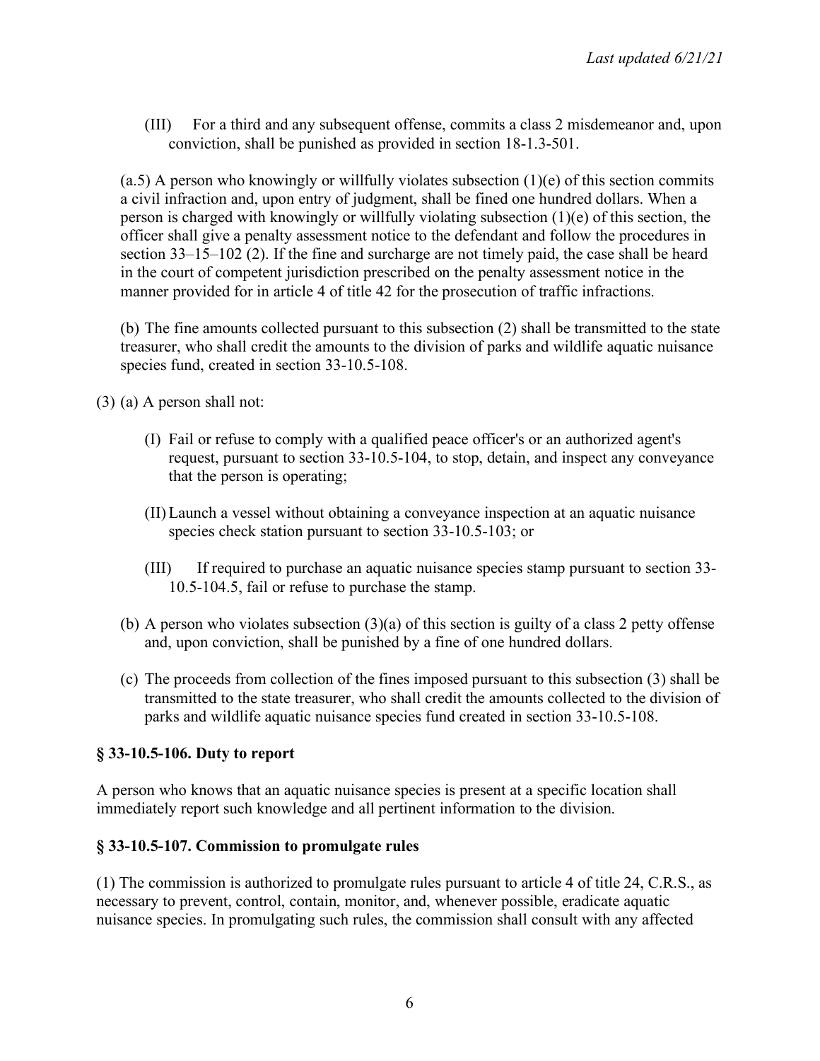(III) For a third and any subsequent offense, commits a class 2 misdemeanor and, upon conviction, shall be punished as provided in section 18-1.3-501.

(a.5) A person who knowingly or willfully violates subsection (1)(e) of this section commits a civil infraction and, upon entry of judgment, shall be fined one hundred dollars. When a person is charged with knowingly or willfully violating subsection (1)(e) of this section, the officer shall give a penalty assessment notice to the defendant and follow the procedures in section 33–15–102 (2). If the fine and surcharge are not timely paid, the case shall be heard in the court of competent jurisdiction prescribed on the penalty assessment notice in the manner provided for in article 4 of title 42 for the prosecution of traffic infractions.

(b) The fine amounts collected pursuant to this subsection (2) shall be transmitted to the state treasurer, who shall credit the amounts to the division of parks and wildlife aquatic nuisance species fund, created in section 33-10.5-108.

(3) (a) A person shall not:

(I) Fail or refuse to comply with a qualified peace officer's or an authorized agent's request, pursuant to section 33-10.5-104, to stop, detain, and inspect any conveyance that the person is operating;

(II) Launch a vessel without obtaining a conveyance inspection at an aquatic nuisance species check station pursuant to section 33-10.5-103; or

(III) If required to purchase an aquatic nuisance species stamp pursuant to section 33-10.5-104.5, fail or refuse to purchase the stamp.

(b) A person who violates subsection (3)(a) of this section is guilty of a class 2 petty offense and, upon conviction, shall be punished by a fine of one hundred dollars.

(c) The proceeds from collection of the fines imposed pursuant to this subsection (3) shall be transmitted to the state treasurer, who shall credit the amounts collected to the division of parks and wildlife aquatic nuisance species fund created in section 33-10.5-108.

### § 33-10.5-106. Duty to report

A person who knows that an aquatic nuisance species is present at a specific location shall immediately report such knowledge and all pertinent information to the division.

### § 33-10.5-107. Commission to promulgate rules

(1) The commission is authorized to promulgate rules pursuant to article 4 of title 24, C.R.S., as necessary to prevent, control, contain, monitor, and, whenever possible, eradicate aquatic nuisance species. In promulgating such rules, the commission shall consult with any affected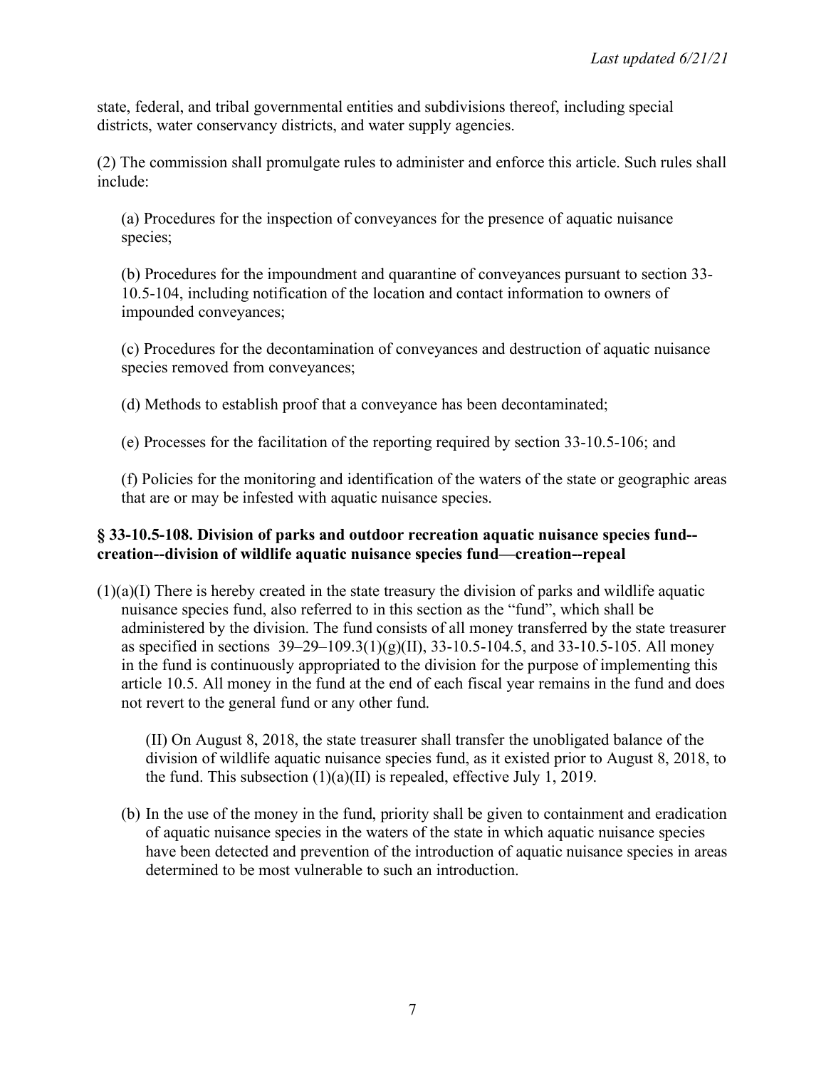state, federal, and tribal governmental entities and subdivisions thereof, including special districts, water conservancy districts, and water supply agencies.

(2) The commission shall promulgate rules to administer and enforce this article. Such rules shall include:

(a) Procedures for the inspection of conveyances for the presence of aquatic nuisance species;

(b) Procedures for the impoundment and quarantine of conveyances pursuant to section 33-10.5-104, including notification of the location and contact information to owners of impounded conveyances;

(c) Procedures for the decontamination of conveyances and destruction of aquatic nuisance species removed from conveyances;

(d) Methods to establish proof that a conveyance has been decontaminated;

(e) Processes for the facilitation of the reporting required by section 33-10.5-106; and

(f) Policies for the monitoring and identification of the waters of the state or geographic areas that are or may be infested with aquatic nuisance species.

**§ 33-10.5-108. Division of parks and outdoor recreation aquatic nuisance species fund--creation--division of wildlife aquatic nuisance species fund—creation--repeal**

(1)(a)(I) There is hereby created in the state treasury the division of parks and wildlife aquatic nuisance species fund, also referred to in this section as the "fund", which shall be administered by the division. The fund consists of all money transferred by the state treasurer as specified in sections 39–29–109.3(1)(g)(II), 33-10.5-104.5, and 33-10.5-105. All money in the fund is continuously appropriated to the division for the purpose of implementing this article 10.5. All money in the fund at the end of each fiscal year remains in the fund and does not revert to the general fund or any other fund.

(II) On August 8, 2018, the state treasurer shall transfer the unobligated balance of the division of wildlife aquatic nuisance species fund, as it existed prior to August 8, 2018, to the fund. This subsection (1)(a)(II) is repealed, effective July 1, 2019.

(b) In the use of the money in the fund, priority shall be given to containment and eradication of aquatic nuisance species in the waters of the state in which aquatic nuisance species have been detected and prevention of the introduction of aquatic nuisance species in areas determined to be most vulnerable to such an introduction.